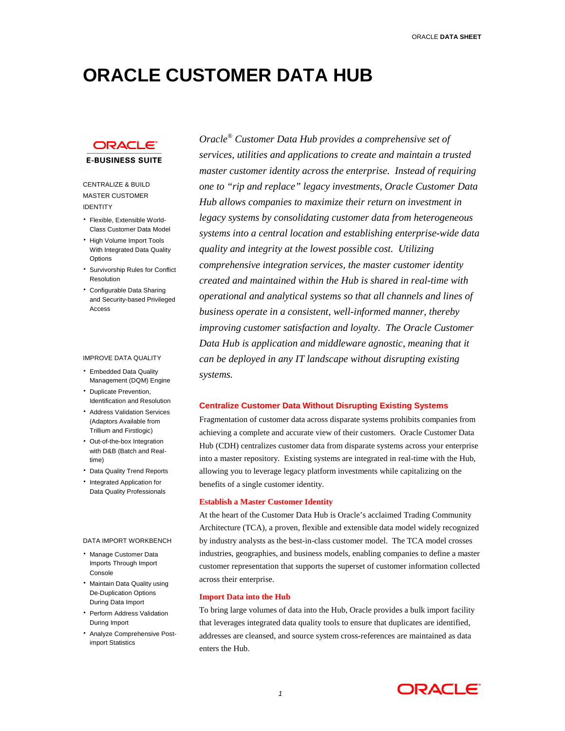# ORACLE CUSTOMER DATA HUB

ORACLE E-BUSINESS SUITE

CENTRALIZE & BUILD MASTER CUSTOMER IDENTITY

- Flexible, Extensible World-Class Customer Data Model
- High Volume Import Tools With Integrated Data Quality Options
- Survivorship Rules for Conflict Resolution
- Configurable Data Sharing and Security-based Privileged Access

IMPROVE DATA QUALITY

- Embedded Data Quality Management (DQM) Engine
- Duplicate Prevention, Identification and Resolution
- Address Validation Services (Adaptors Available from Trillium and Firstlogic)
- Out-of-the-box Integration with D&B (Batch and Real-time)
- Data Quality Trend Reports
- Integrated Application for Data Quality Professionals

DATA IMPORT WORKBENCH

- Manage Customer Data Imports Through Import Console
- Maintain Data Quality using De-Duplication Options During Data Import
- Perform Address Validation During Import
- Analyze Comprehensive Post-import Statistics

*Oracle® Customer Data Hub provides a comprehensive set of services, utilities and applications to create and maintain a trusted master customer identity across the enterprise. Instead of requiring one to "rip and replace" legacy investments, Oracle Customer Data Hub allows companies to maximize their return on investment in legacy systems by consolidating customer data from heterogeneous systems into a central location and establishing enterprise-wide data quality and integrity at the lowest possible cost. Utilizing comprehensive integration services, the master customer identity created and maintained within the Hub is shared in real-time with operational and analytical systems so that all channels and lines of business operate in a consistent, well-informed manner, thereby improving customer satisfaction and loyalty. The Oracle Customer Data Hub is application and middleware agnostic, meaning that it can be deployed in any IT landscape without disrupting existing systems.*

## Centralize Customer Data Without Disrupting Existing Systems

Fragmentation of customer data across disparate systems prohibits companies from achieving a complete and accurate view of their customers. Oracle Customer Data Hub (CDH) centralizes customer data from disparate systems across your enterprise into a master repository. Existing systems are integrated in real-time with the Hub, allowing you to leverage legacy platform investments while capitalizing on the benefits of a single customer identity.

### Establish a Master Customer Identity

At the heart of the Customer Data Hub is Oracle's acclaimed Trading Community Architecture (TCA), a proven, flexible and extensible data model widely recognized by industry analysts as the best-in-class customer model. The TCA model crosses industries, geographies, and business models, enabling companies to define a master customer representation that supports the superset of customer information collected across their enterprise.

### Import Data into the Hub

To bring large volumes of data into the Hub, Oracle provides a bulk import facility that leverages integrated data quality tools to ensure that duplicates are identified, addresses are cleansed, and source system cross-references are maintained as data enters the Hub.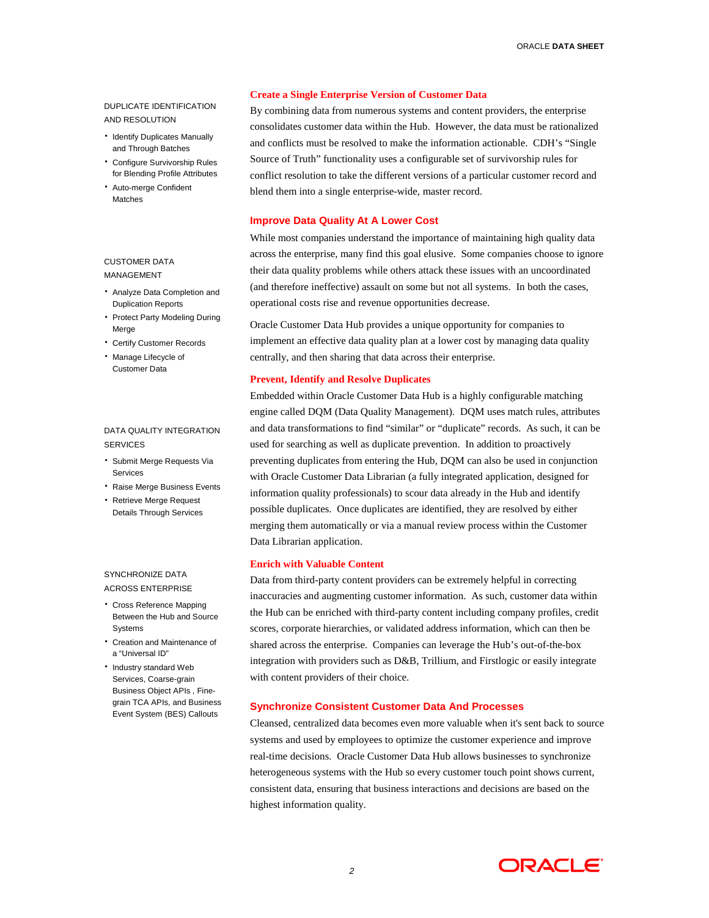**DUPLICATE IDENTIFICATION AND RESOLUTION**

- Identify Duplicates Manually and Through Batches
- Configure Survivorship Rules for Blending Profile Attributes
- Auto-merge Confident Matches

**CUSTOMER DATA MANAGEMENT**

- Analyze Data Completion and Duplication Reports
- Protect Party Modeling During Merge
- Certify Customer Records
- Manage Lifecycle of Customer Data

**DATA QUALITY INTEGRATION SERVICES**

- Submit Merge Requests Via Services
- Raise Merge Business Events
- Retrieve Merge Request Details Through Services

**SYNCHRONIZE DATA ACROSS ENTERPRISE**

- Cross Reference Mapping Between the Hub and Source Systems
- Creation and Maintenance of a "Universal ID"
- Industry standard Web Services, Coarse-grain Business Object APIs , Fine-grain TCA APIs, and Business Event System (BES) Callouts

## Create a Single Enterprise Version of Customer Data

By combining data from numerous systems and content providers, the enterprise consolidates customer data within the Hub. However, the data must be rationalized and conflicts must be resolved to make the information actionable. CDH's "Single Source of Truth" functionality uses a configurable set of survivorship rules for conflict resolution to take the different versions of a particular customer record and blend them into a single enterprise-wide, master record.

## Improve Data Quality At A Lower Cost

While most companies understand the importance of maintaining high quality data across the enterprise, many find this goal elusive. Some companies choose to ignore their data quality problems while others attack these issues with an uncoordinated (and therefore ineffective) assault on some but not all systems. In both the cases, operational costs rise and revenue opportunities decrease.

Oracle Customer Data Hub provides a unique opportunity for companies to implement an effective data quality plan at a lower cost by managing data quality centrally, and then sharing that data across their enterprise.

## Prevent, Identify and Resolve Duplicates

Embedded within Oracle Customer Data Hub is a highly configurable matching engine called DQM (Data Quality Management). DQM uses match rules, attributes and data transformations to find "similar" or "duplicate" records. As such, it can be used for searching as well as duplicate prevention. In addition to proactively preventing duplicates from entering the Hub, DQM can also be used in conjunction with Oracle Customer Data Librarian (a fully integrated application, designed for information quality professionals) to scour data already in the Hub and identify possible duplicates. Once duplicates are identified, they are resolved by either merging them automatically or via a manual review process within the Customer Data Librarian application.

## Enrich with Valuable Content

Data from third-party content providers can be extremely helpful in correcting inaccuracies and augmenting customer information. As such, customer data within the Hub can be enriched with third-party content including company profiles, credit scores, corporate hierarchies, or validated address information, which can then be shared across the enterprise. Companies can leverage the Hub's out-of-the-box integration with providers such as D&B, Trillium, and Firstlogic or easily integrate with content providers of their choice.

## Synchronize Consistent Customer Data And Processes

Cleansed, centralized data becomes even more valuable when it's sent back to source systems and used by employees to optimize the customer experience and improve real-time decisions. Oracle Customer Data Hub allows businesses to synchronize heterogeneous systems with the Hub so every customer touch point shows current, consistent data, ensuring that business interactions and decisions are based on the highest information quality.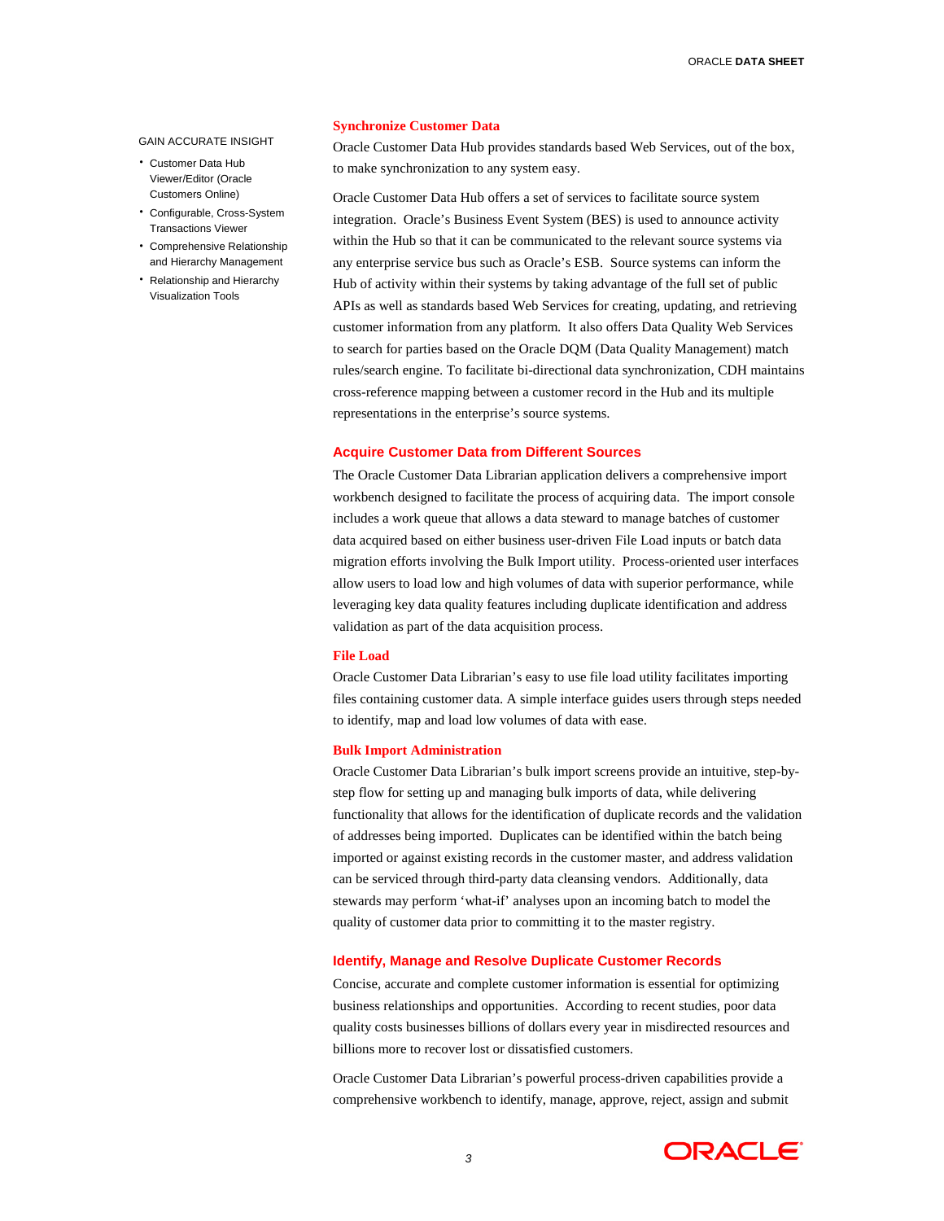GAIN ACCURATE INSIGHT

- Customer Data Hub Viewer/Editor (Oracle Customers Online)
- Configurable, Cross-System Transactions Viewer
- Comprehensive Relationship and Hierarchy Management
- Relationship and Hierarchy Visualization Tools

## Synchronize Customer Data

Oracle Customer Data Hub provides standards based Web Services, out of the box, to make synchronization to any system easy.

Oracle Customer Data Hub offers a set of services to facilitate source system integration. Oracle's Business Event System (BES) is used to announce activity within the Hub so that it can be communicated to the relevant source systems via any enterprise service bus such as Oracle's ESB. Source systems can inform the Hub of activity within their systems by taking advantage of the full set of public APIs as well as standards based Web Services for creating, updating, and retrieving customer information from any platform. It also offers Data Quality Web Services to search for parties based on the Oracle DQM (Data Quality Management) match rules/search engine. To facilitate bi-directional data synchronization, CDH maintains cross-reference mapping between a customer record in the Hub and its multiple representations in the enterprise's source systems.

## Acquire Customer Data from Different Sources

The Oracle Customer Data Librarian application delivers a comprehensive import workbench designed to facilitate the process of acquiring data. The import console includes a work queue that allows a data steward to manage batches of customer data acquired based on either business user-driven File Load inputs or batch data migration efforts involving the Bulk Import utility. Process-oriented user interfaces allow users to load low and high volumes of data with superior performance, while leveraging key data quality features including duplicate identification and address validation as part of the data acquisition process.

### File Load

Oracle Customer Data Librarian's easy to use file load utility facilitates importing files containing customer data. A simple interface guides users through steps needed to identify, map and load low volumes of data with ease.

### Bulk Import Administration

Oracle Customer Data Librarian's bulk import screens provide an intuitive, step-by-step flow for setting up and managing bulk imports of data, while delivering functionality that allows for the identification of duplicate records and the validation of addresses being imported. Duplicates can be identified within the batch being imported or against existing records in the customer master, and address validation can be serviced through third-party data cleansing vendors. Additionally, data stewards may perform 'what-if' analyses upon an incoming batch to model the quality of customer data prior to committing it to the master registry.

## Identify, Manage and Resolve Duplicate Customer Records

Concise, accurate and complete customer information is essential for optimizing business relationships and opportunities. According to recent studies, poor data quality costs businesses billions of dollars every year in misdirected resources and billions more to recover lost or dissatisfied customers.

Oracle Customer Data Librarian's powerful process-driven capabilities provide a comprehensive workbench to identify, manage, approve, reject, assign and submit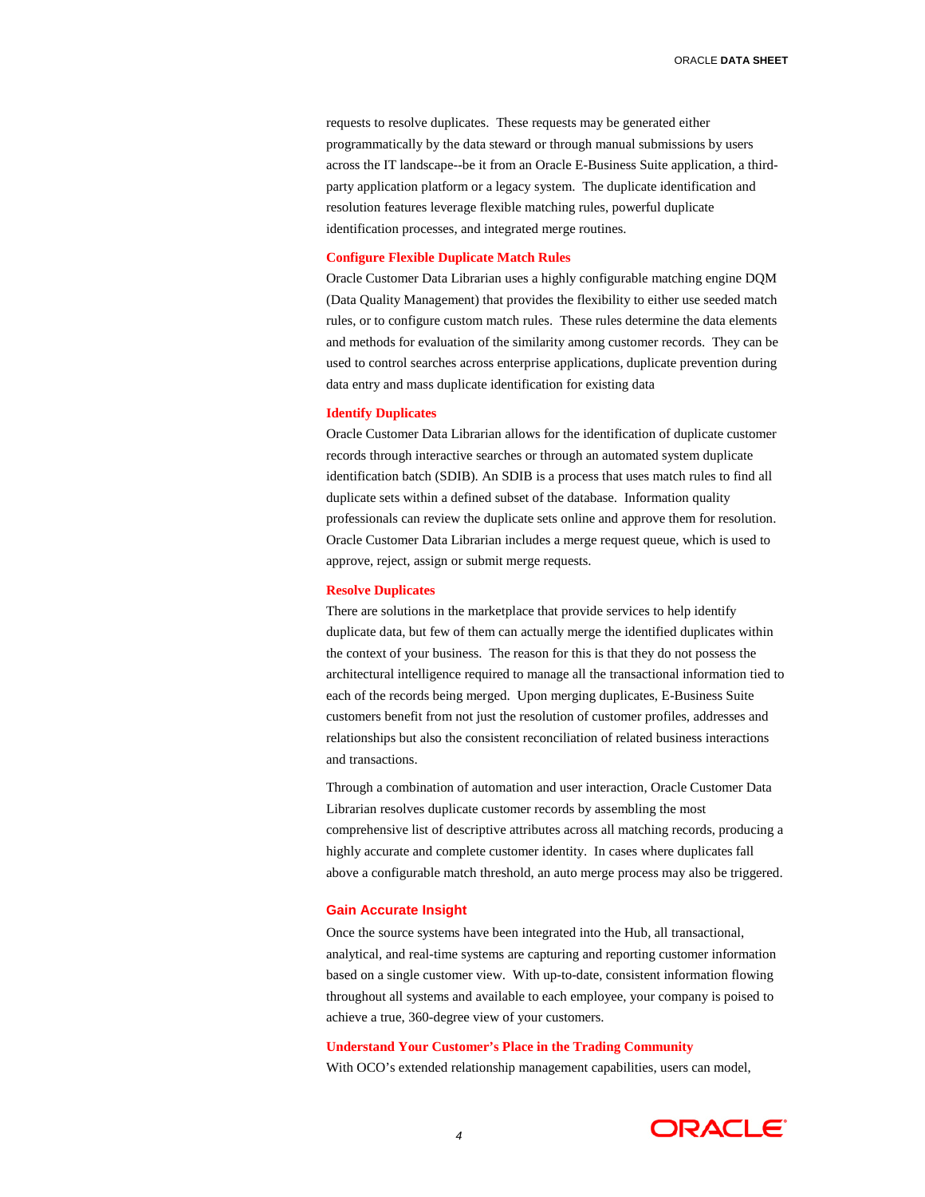requests to resolve duplicates. These requests may be generated either programmatically by the data steward or through manual submissions by users across the IT landscape--be it from an Oracle E-Business Suite application, a third-party application platform or a legacy system. The duplicate identification and resolution features leverage flexible matching rules, powerful duplicate identification processes, and integrated merge routines.

### Configure Flexible Duplicate Match Rules

Oracle Customer Data Librarian uses a highly configurable matching engine DQM (Data Quality Management) that provides the flexibility to either use seeded match rules, or to configure custom match rules. These rules determine the data elements and methods for evaluation of the similarity among customer records. They can be used to control searches across enterprise applications, duplicate prevention during data entry and mass duplicate identification for existing data

### Identify Duplicates

Oracle Customer Data Librarian allows for the identification of duplicate customer records through interactive searches or through an automated system duplicate identification batch (SDIB). An SDIB is a process that uses match rules to find all duplicate sets within a defined subset of the database. Information quality professionals can review the duplicate sets online and approve them for resolution. Oracle Customer Data Librarian includes a merge request queue, which is used to approve, reject, assign or submit merge requests.

### Resolve Duplicates

There are solutions in the marketplace that provide services to help identify duplicate data, but few of them can actually merge the identified duplicates within the context of your business. The reason for this is that they do not possess the architectural intelligence required to manage all the transactional information tied to each of the records being merged. Upon merging duplicates, E-Business Suite customers benefit from not just the resolution of customer profiles, addresses and relationships but also the consistent reconciliation of related business interactions and transactions.

Through a combination of automation and user interaction, Oracle Customer Data Librarian resolves duplicate customer records by assembling the most comprehensive list of descriptive attributes across all matching records, producing a highly accurate and complete customer identity. In cases where duplicates fall above a configurable match threshold, an auto merge process may also be triggered.

### Gain Accurate Insight

Once the source systems have been integrated into the Hub, all transactional, analytical, and real-time systems are capturing and reporting customer information based on a single customer view. With up-to-date, consistent information flowing throughout all systems and available to each employee, your company is poised to achieve a true, 360-degree view of your customers.

### Understand Your Customer's Place in the Trading Community

With OCO's extended relationship management capabilities, users can model,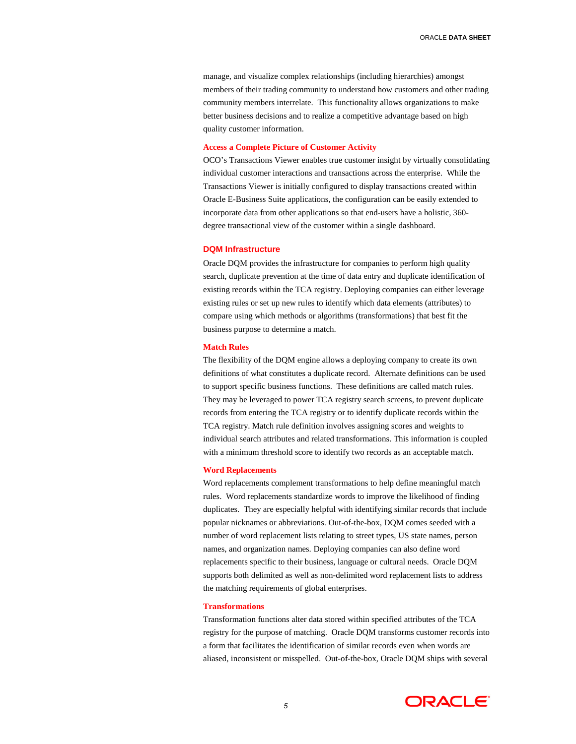manage, and visualize complex relationships (including hierarchies) amongst members of their trading community to understand how customers and other trading community members interrelate. This functionality allows organizations to make better business decisions and to realize a competitive advantage based on high quality customer information.

### Access a Complete Picture of Customer Activity

OCO's Transactions Viewer enables true customer insight by virtually consolidating individual customer interactions and transactions across the enterprise. While the Transactions Viewer is initially configured to display transactions created within Oracle E-Business Suite applications, the configuration can be easily extended to incorporate data from other applications so that end-users have a holistic, 360-degree transactional view of the customer within a single dashboard.

## DQM Infrastructure

Oracle DQM provides the infrastructure for companies to perform high quality search, duplicate prevention at the time of data entry and duplicate identification of existing records within the TCA registry. Deploying companies can either leverage existing rules or set up new rules to identify which data elements (attributes) to compare using which methods or algorithms (transformations) that best fit the business purpose to determine a match.

### Match Rules

The flexibility of the DQM engine allows a deploying company to create its own definitions of what constitutes a duplicate record. Alternate definitions can be used to support specific business functions. These definitions are called match rules. They may be leveraged to power TCA registry search screens, to prevent duplicate records from entering the TCA registry or to identify duplicate records within the TCA registry. Match rule definition involves assigning scores and weights to individual search attributes and related transformations. This information is coupled with a minimum threshold score to identify two records as an acceptable match.

### Word Replacements

Word replacements complement transformations to help define meaningful match rules. Word replacements standardize words to improve the likelihood of finding duplicates. They are especially helpful with identifying similar records that include popular nicknames or abbreviations. Out-of-the-box, DQM comes seeded with a number of word replacement lists relating to street types, US state names, person names, and organization names. Deploying companies can also define word replacements specific to their business, language or cultural needs. Oracle DQM supports both delimited as well as non-delimited word replacement lists to address the matching requirements of global enterprises.

### Transformations

Transformation functions alter data stored within specified attributes of the TCA registry for the purpose of matching. Oracle DQM transforms customer records into a form that facilitates the identification of similar records even when words are aliased, inconsistent or misspelled. Out-of-the-box, Oracle DQM ships with several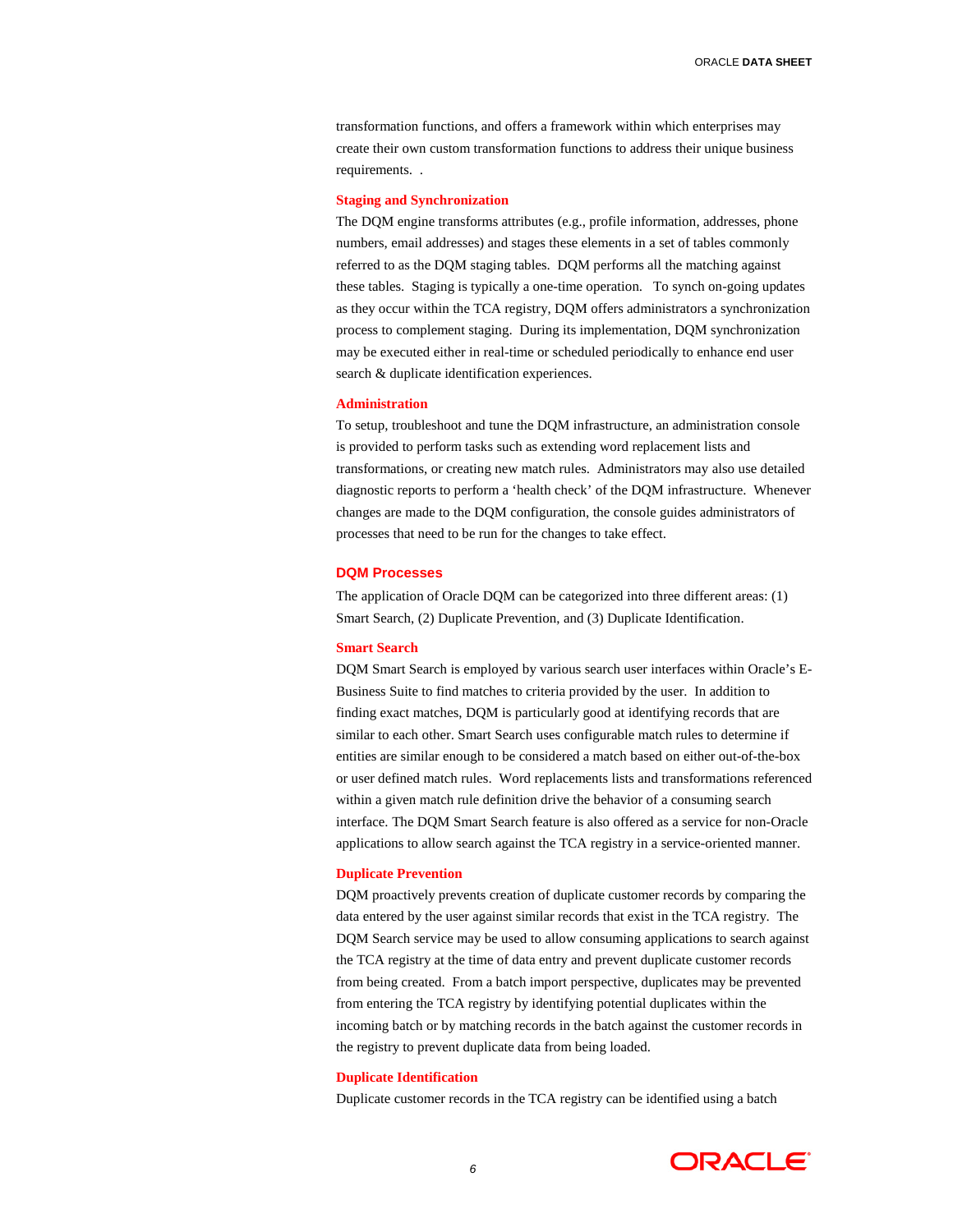transformation functions, and offers a framework within which enterprises may create their own custom transformation functions to address their unique business requirements. .

### Staging and Synchronization

The DQM engine transforms attributes (e.g., profile information, addresses, phone numbers, email addresses) and stages these elements in a set of tables commonly referred to as the DQM staging tables. DQM performs all the matching against these tables. Staging is typically a one-time operation. To synch on-going updates as they occur within the TCA registry, DQM offers administrators a synchronization process to complement staging. During its implementation, DQM synchronization may be executed either in real-time or scheduled periodically to enhance end user search & duplicate identification experiences.

### Administration

To setup, troubleshoot and tune the DQM infrastructure, an administration console is provided to perform tasks such as extending word replacement lists and transformations, or creating new match rules. Administrators may also use detailed diagnostic reports to perform a 'health check' of the DQM infrastructure. Whenever changes are made to the DQM configuration, the console guides administrators of processes that need to be run for the changes to take effect.

## DQM Processes

The application of Oracle DQM can be categorized into three different areas: (1) Smart Search, (2) Duplicate Prevention, and (3) Duplicate Identification.

### Smart Search

DQM Smart Search is employed by various search user interfaces within Oracle's E-Business Suite to find matches to criteria provided by the user. In addition to finding exact matches, DQM is particularly good at identifying records that are similar to each other. Smart Search uses configurable match rules to determine if entities are similar enough to be considered a match based on either out-of-the-box or user defined match rules. Word replacements lists and transformations referenced within a given match rule definition drive the behavior of a consuming search interface. The DQM Smart Search feature is also offered as a service for non-Oracle applications to allow search against the TCA registry in a service-oriented manner.

### Duplicate Prevention

DQM proactively prevents creation of duplicate customer records by comparing the data entered by the user against similar records that exist in the TCA registry. The DQM Search service may be used to allow consuming applications to search against the TCA registry at the time of data entry and prevent duplicate customer records from being created. From a batch import perspective, duplicates may be prevented from entering the TCA registry by identifying potential duplicates within the incoming batch or by matching records in the batch against the customer records in the registry to prevent duplicate data from being loaded.

### Duplicate Identification

Duplicate customer records in the TCA registry can be identified using a batch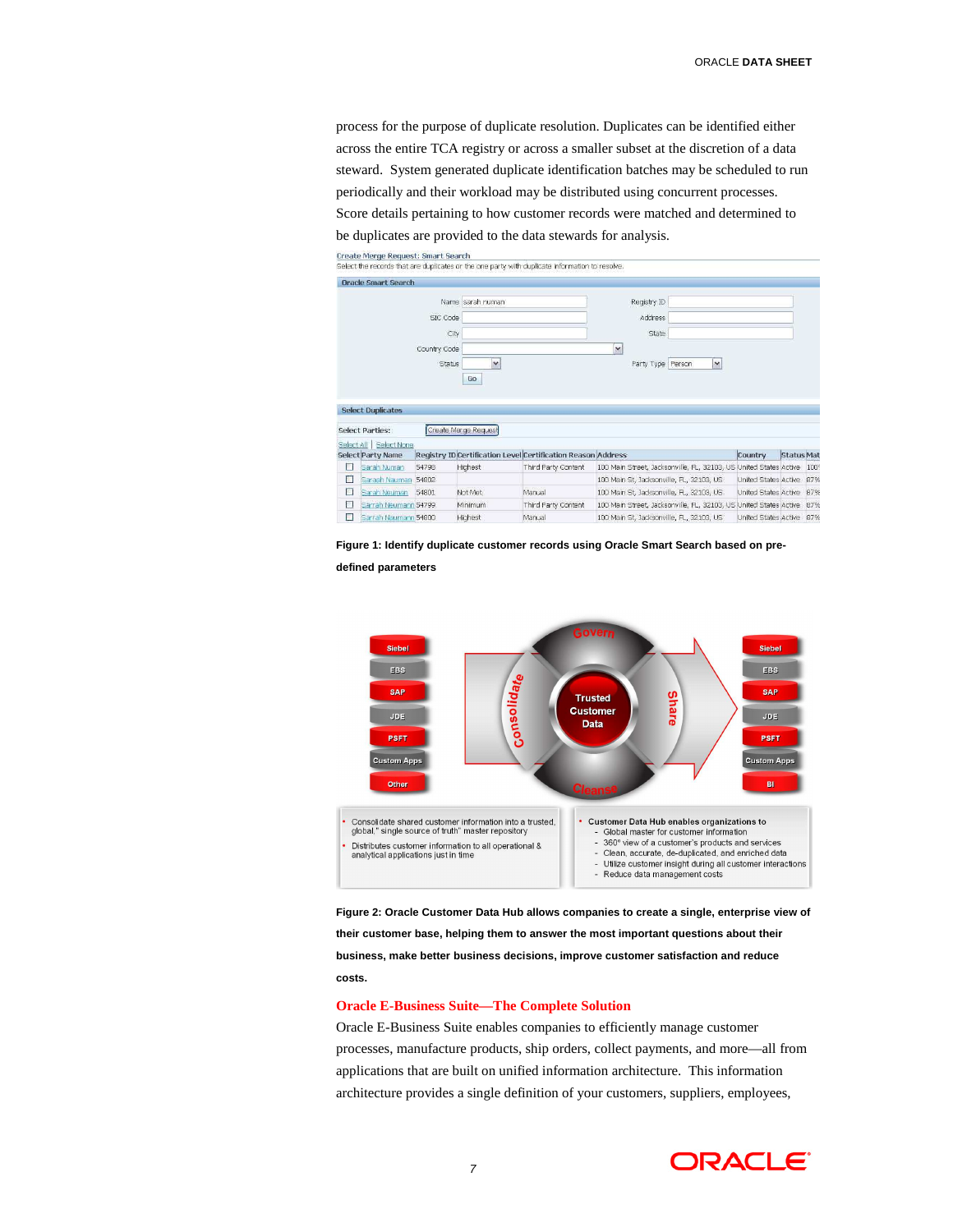process for the purpose of duplicate resolution. Duplicates can be identified either across the entire TCA registry or across a smaller subset at the discretion of a data steward. System generated duplicate identification batches may be scheduled to run periodically and their workload may be distributed using concurrent processes. Score details pertaining to how customer records were matched and determined to be duplicates are provided to the data stewards for analysis.

**Figure 1: Identify duplicate customer records using Oracle Smart Search based on pre-defined parameters**

**Figure 2: Oracle Customer Data Hub allows companies to create a single, enterprise view of their customer base, helping them to answer the most important questions about their business, make better business decisions, improve customer satisfaction and reduce costs.**

## Oracle E-Business Suite—The Complete Solution

Oracle E-Business Suite enables companies to efficiently manage customer processes, manufacture products, ship orders, collect payments, and more—all from applications that are built on unified information architecture. This information architecture provides a single definition of your customers, suppliers, employees,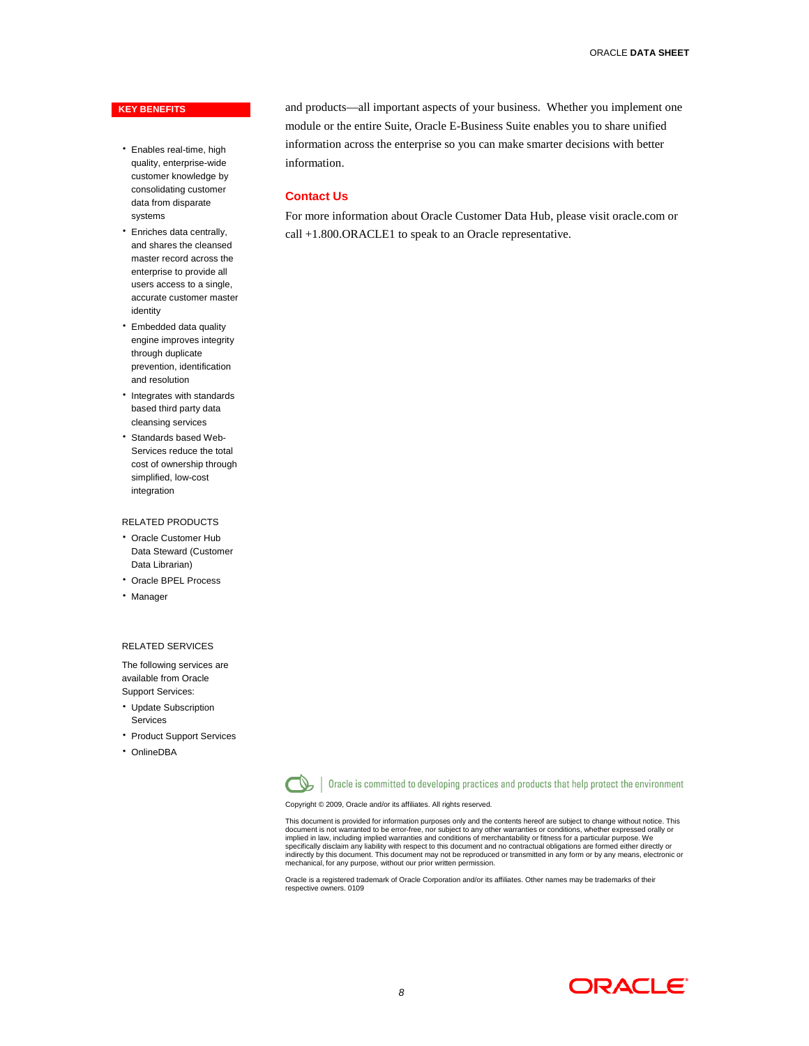and products—all important aspects of your business. Whether you implement one module or the entire Suite, Oracle E-Business Suite enables you to share unified information across the enterprise so you can make smarter decisions with better information.

## Contact Us

For more information about Oracle Customer Data Hub, please visit oracle.com or call +1.800.ORACLE1 to speak to an Oracle representative.

### KEY BENEFITS

- Enables real-time, high quality, enterprise-wide customer knowledge by consolidating customer data from disparate systems
- Enriches data centrally, and shares the cleansed master record across the enterprise to provide all users access to a single, accurate customer master identity
- Embedded data quality engine improves integrity through duplicate prevention, identification and resolution
- Integrates with standards based third party data cleansing services
- Standards based Web-Services reduce the total cost of ownership through simplified, low-cost integration

RELATED PRODUCTS

- Oracle Customer Hub Data Steward (Customer Data Librarian)
- Oracle BPEL Process
- Manager

RELATED SERVICES

The following services are available from Oracle Support Services:

- Update Subscription Services
- Product Support Services
- OnlineDBA

Oracle is committed to developing practices and products that help protect the environment

Copyright © 2009, Oracle and/or its affiliates. All rights reserved.

This document is provided for information purposes only and the contents hereof are subject to change without notice. This document is not warranted to be error-free, nor subject to any other warranties or conditions, whether expressed orally or implied in law, including implied warranties and conditions of merchantability or fitness for a particular purpose. We specifically disclaim any liability with respect to this document and no contractual obligations are formed either directly or indirectly by this document. This document may not be reproduced or transmitted in any form or by any means, electronic or mechanical, for any purpose, without our prior written permission.

Oracle is a registered trademark of Oracle Corporation and/or its affiliates. Other names may be trademarks of their respective owners. 0109